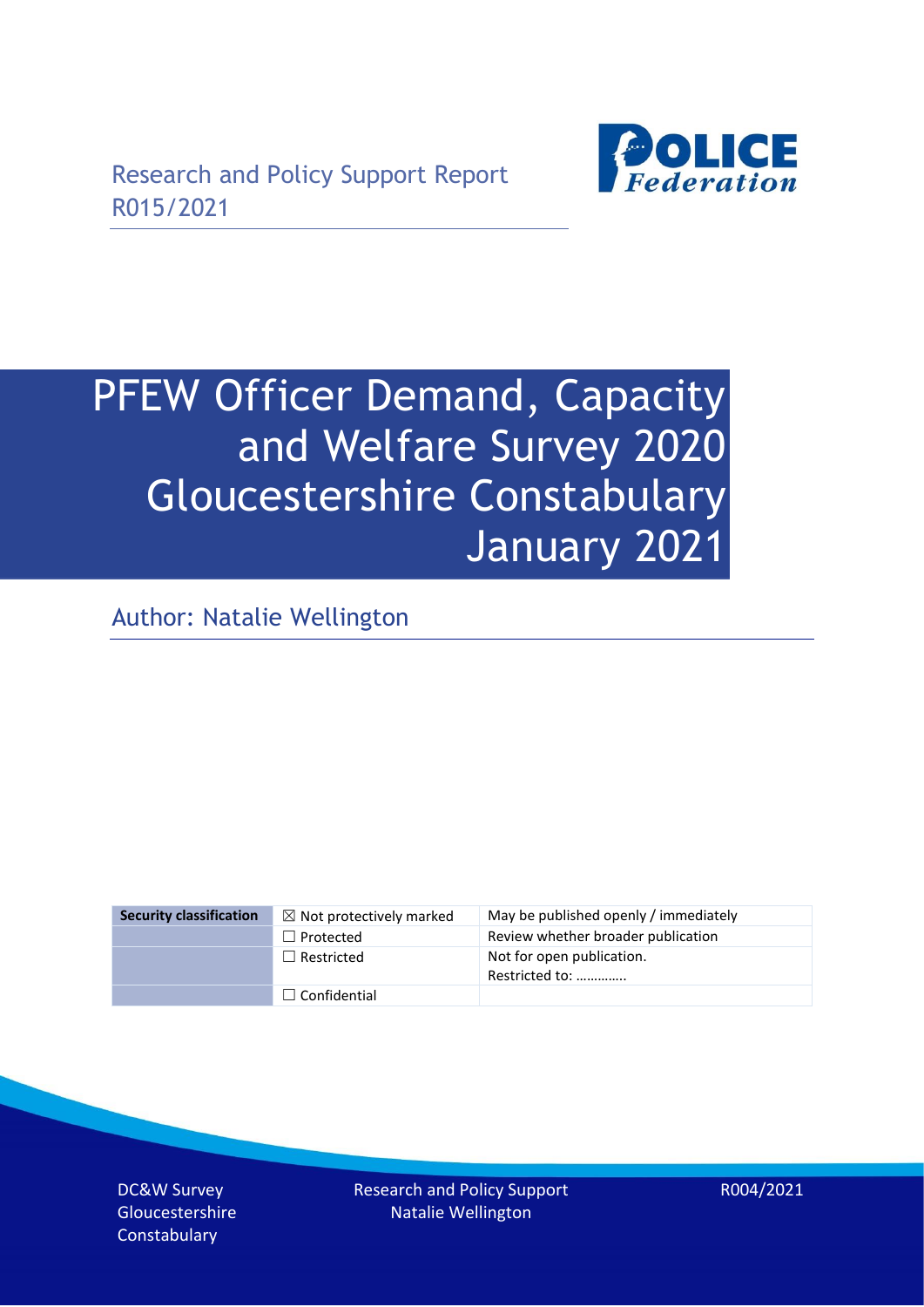Research and Policy Support Report
R015/2021

# PFEW Officer Demand, Capacity and Welfare Survey 2020 Gloucestershire Constabulary January 2021

Author: Natalie Wellington

| Security classification | ☒ Not protectively marked | May be published openly / immediately |
|---|---|---|
| | ☐ Protected | Review whether broader publication |
| | ☐ Restricted | Not for open publication. Restricted to: ………….. |
| | ☐ Confidential | |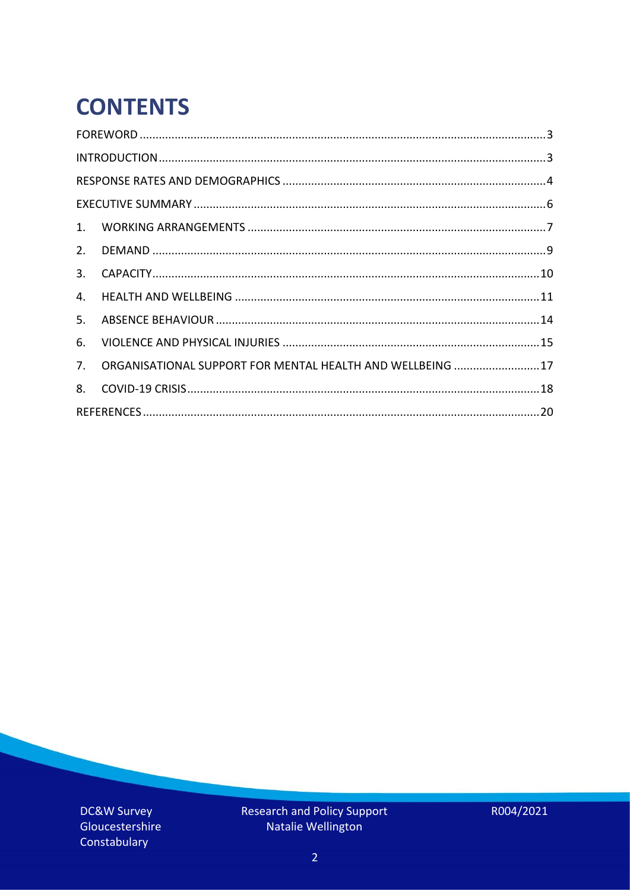# CONTENTS

FOREWORD ........................................................................................................................3

INTRODUCTION .................................................................................................................3

RESPONSE RATES AND DEMOGRAPHICS .........................................................................4

EXECUTIVE SUMMARY .....................................................................................................6

1. WORKING ARRANGEMENTS .........................................................................................7
2. DEMAND .......................................................................................................................9
3. CAPACITY.....................................................................................................................10
4. HEALTH AND WELLBEING ...........................................................................................11
5. ABSENCE BEHAVIOUR .................................................................................................14
6. VIOLENCE AND PHYSICAL INJURIES ............................................................................15
7. ORGANISATIONAL SUPPORT FOR MENTAL HEALTH AND WELLBEING ........................17
8. COVID-19 CRISIS..........................................................................................................18

REFERENCES.....................................................................................................................20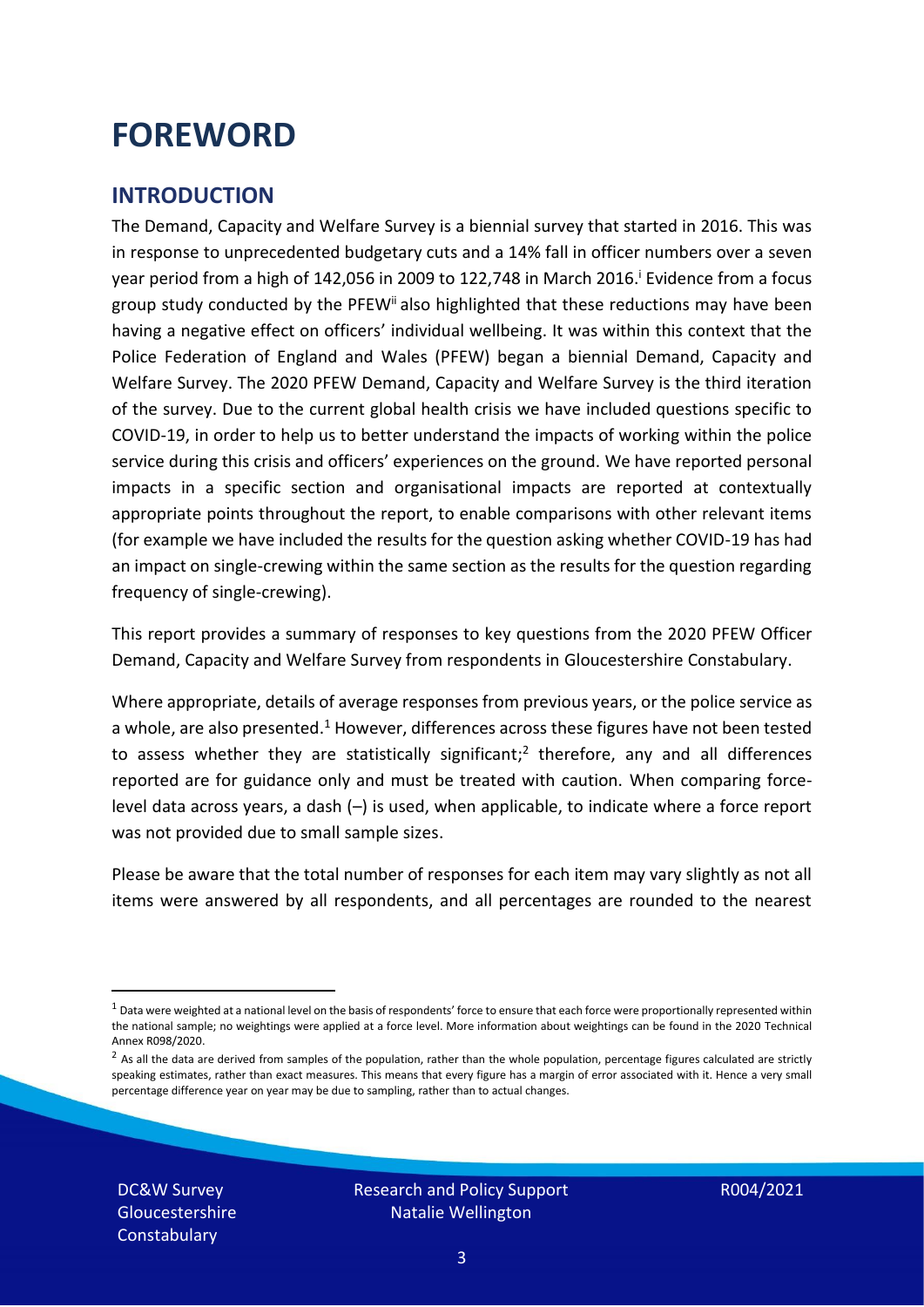# FOREWORD

## INTRODUCTION

The Demand, Capacity and Welfare Survey is a biennial survey that started in 2016. This was in response to unprecedented budgetary cuts and a 14% fall in officer numbers over a seven year period from a high of 142,056 in 2009 to 122,748 in March 2016.[i] Evidence from a focus group study conducted by the PFEW[ii] also highlighted that these reductions may have been having a negative effect on officers' individual wellbeing. It was within this context that the Police Federation of England and Wales (PFEW) began a biennial Demand, Capacity and Welfare Survey. The 2020 PFEW Demand, Capacity and Welfare Survey is the third iteration of the survey. Due to the current global health crisis we have included questions specific to COVID-19, in order to help us to better understand the impacts of working within the police service during this crisis and officers' experiences on the ground. We have reported personal impacts in a specific section and organisational impacts are reported at contextually appropriate points throughout the report, to enable comparisons with other relevant items (for example we have included the results for the question asking whether COVID-19 has had an impact on single-crewing within the same section as the results for the question regarding frequency of single-crewing).

This report provides a summary of responses to key questions from the 2020 PFEW Officer Demand, Capacity and Welfare Survey from respondents in Gloucestershire Constabulary.

Where appropriate, details of average responses from previous years, or the police service as a whole, are also presented.[1] However, differences across these figures have not been tested to assess whether they are statistically significant;[2] therefore, any and all differences reported are for guidance only and must be treated with caution. When comparing force-level data across years, a dash (–) is used, when applicable, to indicate where a force report was not provided due to small sample sizes.

Please be aware that the total number of responses for each item may vary slightly as not all items were answered by all respondents, and all percentages are rounded to the nearest

[1] Data were weighted at a national level on the basis of respondents' force to ensure that each force were proportionally represented within the national sample; no weightings were applied at a force level. More information about weightings can be found in the 2020 Technical Annex R098/2020.

[2] As all the data are derived from samples of the population, rather than the whole population, percentage figures calculated are strictly speaking estimates, rather than exact measures. This means that every figure has a margin of error associated with it. Hence a very small percentage difference year on year may be due to sampling, rather than to actual changes.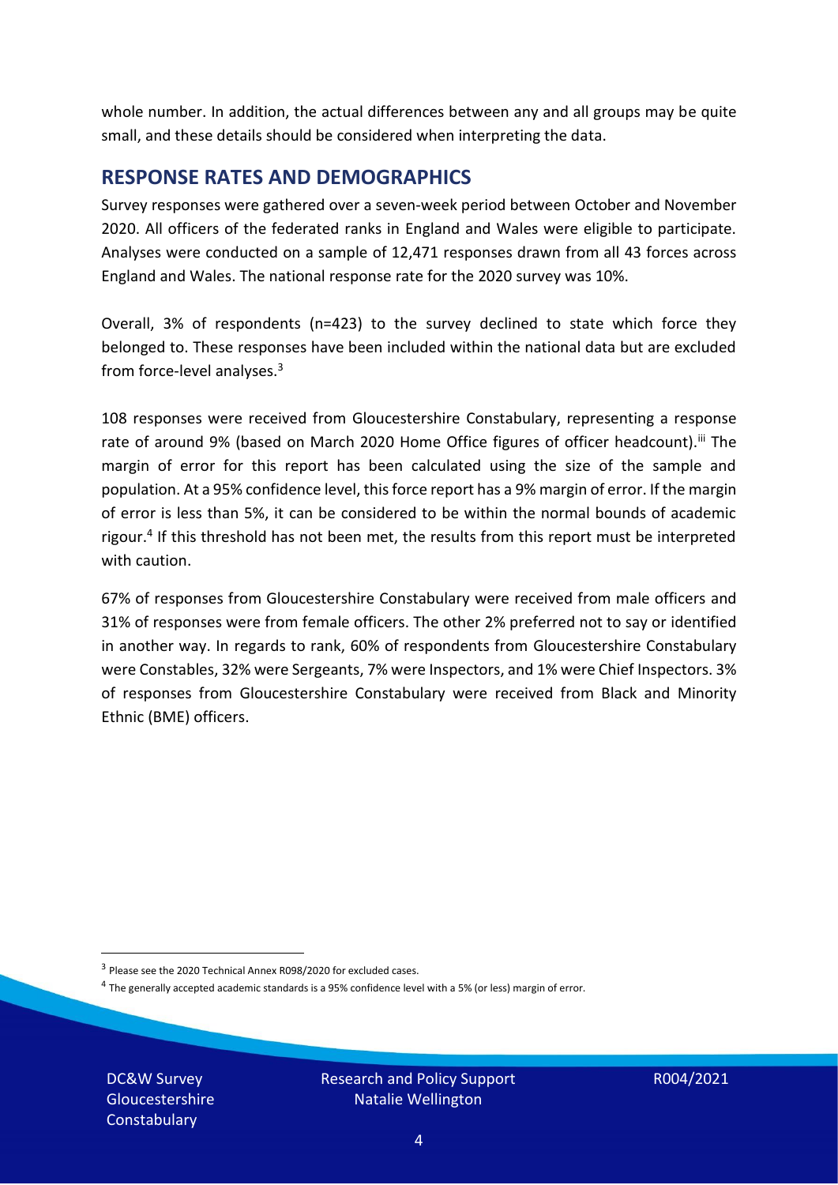whole number. In addition, the actual differences between any and all groups may be quite small, and these details should be considered when interpreting the data.

## RESPONSE RATES AND DEMOGRAPHICS

Survey responses were gathered over a seven-week period between October and November 2020. All officers of the federated ranks in England and Wales were eligible to participate. Analyses were conducted on a sample of 12,471 responses drawn from all 43 forces across England and Wales. The national response rate for the 2020 survey was 10%.

Overall, 3% of respondents (n=423) to the survey declined to state which force they belonged to. These responses have been included within the national data but are excluded from force-level analyses.[3]

108 responses were received from Gloucestershire Constabulary, representing a response rate of around 9% (based on March 2020 Home Office figures of officer headcount).[iii] The margin of error for this report has been calculated using the size of the sample and population. At a 95% confidence level, this force report has a 9% margin of error. If the margin of error is less than 5%, it can be considered to be within the normal bounds of academic rigour.[4] If this threshold has not been met, the results from this report must be interpreted with caution.

67% of responses from Gloucestershire Constabulary were received from male officers and 31% of responses were from female officers. The other 2% preferred not to say or identified in another way. In regards to rank, 60% of respondents from Gloucestershire Constabulary were Constables, 32% were Sergeants, 7% were Inspectors, and 1% were Chief Inspectors. 3% of responses from Gloucestershire Constabulary were received from Black and Minority Ethnic (BME) officers.

[3] Please see the 2020 Technical Annex R098/2020 for excluded cases.

[4] The generally accepted academic standards is a 95% confidence level with a 5% (or less) margin of error.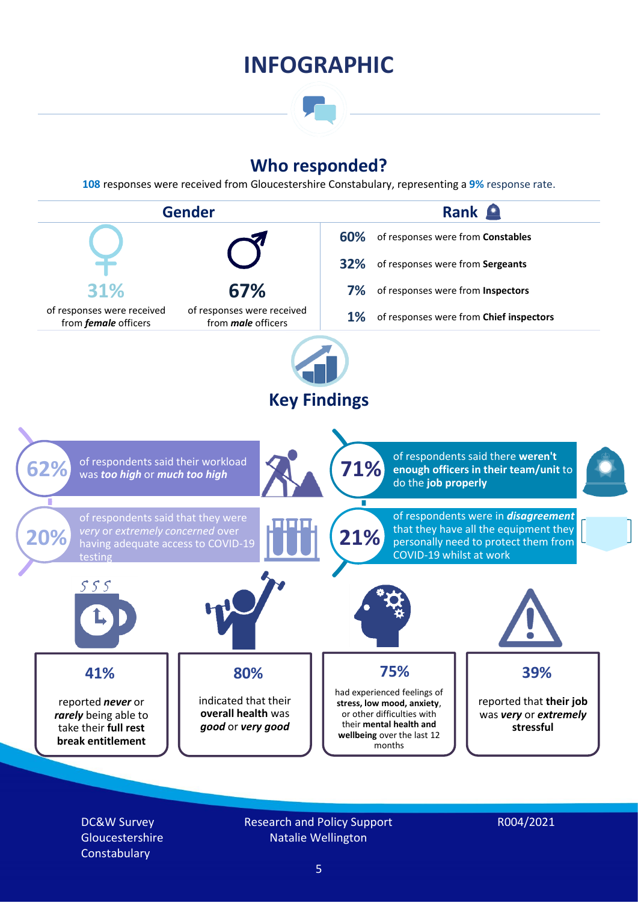# INFOGRAPHIC

## Who responded?

**108** responses were received from Gloucestershire Constabulary, representing a **9%** response rate.

### Gender

**31%** of responses were received from ***female*** officers

**67%** of responses were received from ***male*** officers

### Rank

**60%** of responses were from **Constables**

**32%** of responses were from **Sergeants**

**7%** of responses were from **Inspectors**

**1%** of responses were from **Chief inspectors**

## Key Findings

**62%** of respondents said their workload was ***too high*** or ***much too high***

**71%** of respondents said there **weren't enough officers in their team/unit** to do the **job properly**

**20%** of respondents said that they were *very* or *extremely concerned* over having adequate access to COVID-19 testing

**21%** of respondents were in ***disagreement*** that they have all the equipment they personally need to protect them from COVID-19 whilst at work

**41%** reported ***never*** or ***rarely*** being able to take their **full rest break entitlement**

**80%** indicated that their **overall health** was ***good*** or ***very good***

**75%** had experienced feelings of **stress, low mood, anxiety**, or other difficulties with their **mental health and wellbeing** over the last 12 months

**39%** reported that **their job** was ***very*** or ***extremely*** **stressful**

DC&W Survey Gloucestershire Constabulary

Research and Policy Support
Natalie Wellington

R004/2021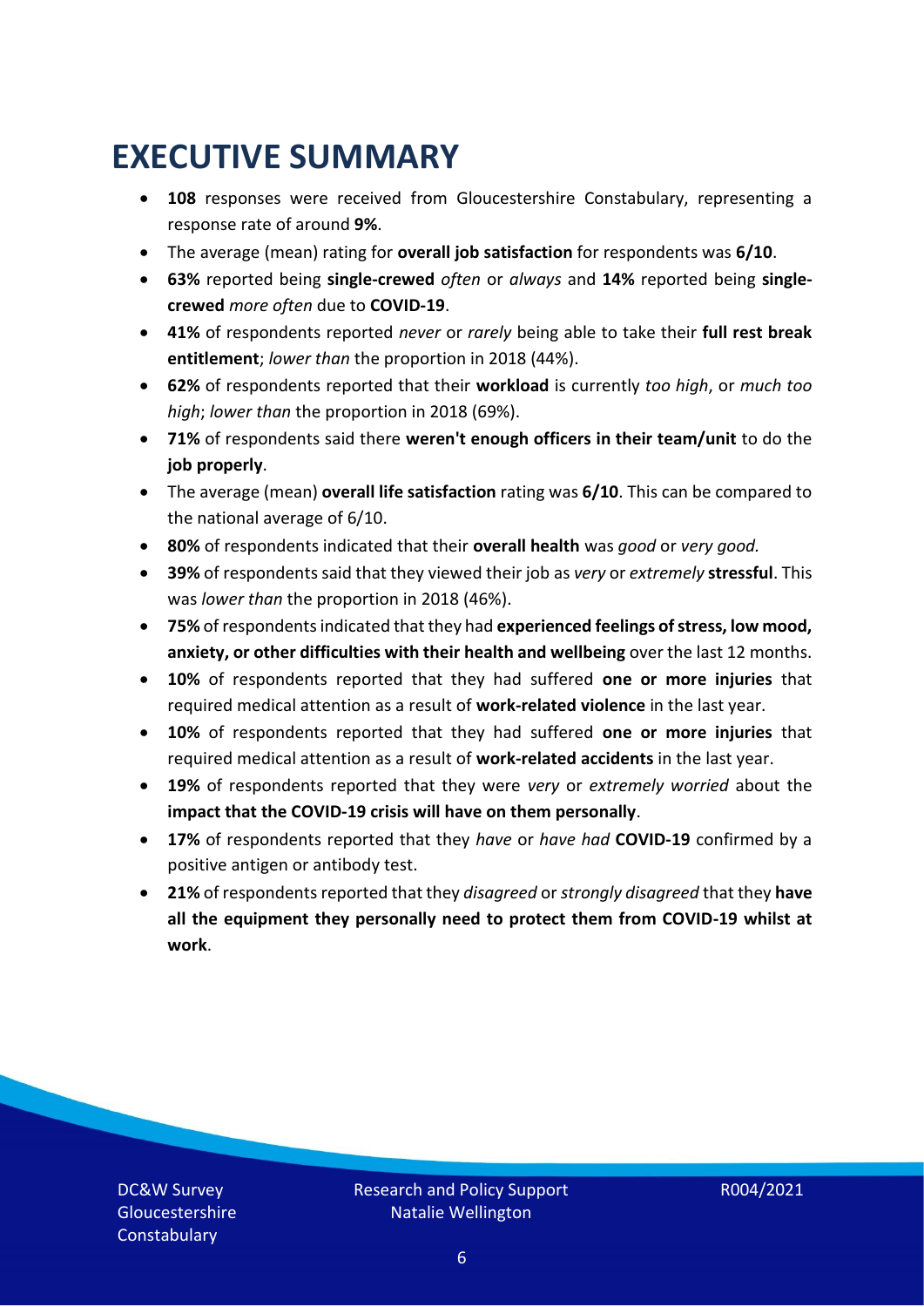# EXECUTIVE SUMMARY

- **108** responses were received from Gloucestershire Constabulary, representing a response rate of around **9%**.
- The average (mean) rating for **overall job satisfaction** for respondents was **6/10**.
- **63%** reported being **single-crewed** *often* or *always* and **14%** reported being **single-crewed** *more often* due to **COVID-19**.
- **41%** of respondents reported *never* or *rarely* being able to take their **full rest break entitlement**; *lower than* the proportion in 2018 (44%).
- **62%** of respondents reported that their **workload** is currently *too high*, or *much too high*; *lower than* the proportion in 2018 (69%).
- **71%** of respondents said there **weren't enough officers in their team/unit** to do the **job properly**.
- The average (mean) **overall life satisfaction** rating was **6/10**. This can be compared to the national average of 6/10.
- **80%** of respondents indicated that their **overall health** was *good* or *very good.*
- **39%** of respondents said that they viewed their job as *very* or *extremely* **stressful**. This was *lower than* the proportion in 2018 (46%).
- **75%** of respondents indicated that they had **experienced feelings of stress, low mood, anxiety, or other difficulties with their health and wellbeing** over the last 12 months.
- **10%** of respondents reported that they had suffered **one or more injuries** that required medical attention as a result of **work-related violence** in the last year.
- **10%** of respondents reported that they had suffered **one or more injuries** that required medical attention as a result of **work-related accidents** in the last year.
- **19%** of respondents reported that they were *very* or *extremely worried* about the **impact that the COVID-19 crisis will have on them personally**.
- **17%** of respondents reported that they *have* or *have had* **COVID-19** confirmed by a positive antigen or antibody test.
- **21%** of respondents reported that they *disagreed* or *strongly disagreed* that they **have all the equipment they personally need to protect them from COVID-19 whilst at work**.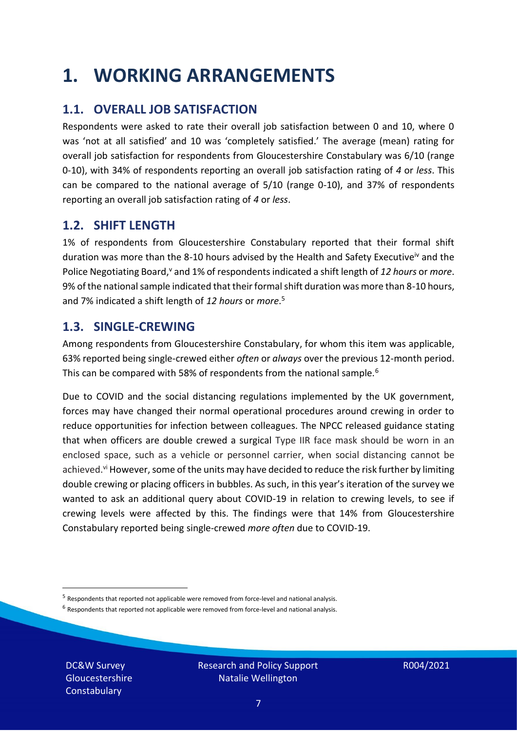# 1. WORKING ARRANGEMENTS

## 1.1. OVERALL JOB SATISFACTION

Respondents were asked to rate their overall job satisfaction between 0 and 10, where 0 was 'not at all satisfied' and 10 was 'completely satisfied.' The average (mean) rating for overall job satisfaction for respondents from Gloucestershire Constabulary was 6/10 (range 0-10), with 34% of respondents reporting an overall job satisfaction rating of *4* or *less*. This can be compared to the national average of 5/10 (range 0-10), and 37% of respondents reporting an overall job satisfaction rating of *4* or *less*.

## 1.2. SHIFT LENGTH

1% of respondents from Gloucestershire Constabulary reported that their formal shift duration was more than the 8-10 hours advised by the Health and Safety Executive[iv] and the Police Negotiating Board,[v] and 1% of respondents indicated a shift length of *12 hours* or *more*. 9% of the national sample indicated that their formal shift duration was more than 8-10 hours, and 7% indicated a shift length of *12 hours* or *more*.[5]

## 1.3. SINGLE-CREWING

Among respondents from Gloucestershire Constabulary, for whom this item was applicable, 63% reported being single-crewed either *often* or *always* over the previous 12-month period. This can be compared with 58% of respondents from the national sample.[6]

Due to COVID and the social distancing regulations implemented by the UK government, forces may have changed their normal operational procedures around crewing in order to reduce opportunities for infection between colleagues. The NPCC released guidance stating that when officers are double crewed a surgical Type IIR face mask should be worn in an enclosed space, such as a vehicle or personnel carrier, when social distancing cannot be achieved.[vi] However, some of the units may have decided to reduce the risk further by limiting double crewing or placing officers in bubbles. As such, in this year's iteration of the survey we wanted to ask an additional query about COVID-19 in relation to crewing levels, to see if crewing levels were affected by this. The findings were that 14% from Gloucestershire Constabulary reported being single-crewed *more often* due to COVID-19.

[5] Respondents that reported not applicable were removed from force-level and national analysis.

[6] Respondents that reported not applicable were removed from force-level and national analysis.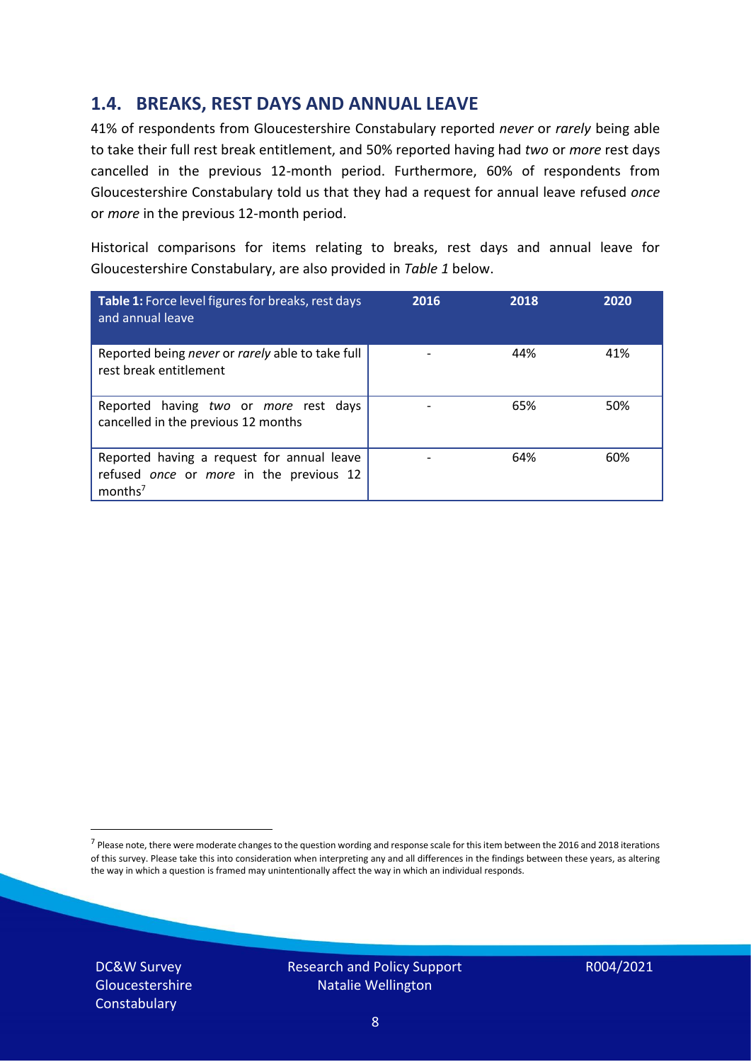## 1.4. BREAKS, REST DAYS AND ANNUAL LEAVE

41% of respondents from Gloucestershire Constabulary reported *never* or *rarely* being able to take their full rest break entitlement, and 50% reported having had *two* or *more* rest days cancelled in the previous 12-month period. Furthermore, 60% of respondents from Gloucestershire Constabulary told us that they had a request for annual leave refused *once* or *more* in the previous 12-month period.

Historical comparisons for items relating to breaks, rest days and annual leave for Gloucestershire Constabulary, are also provided in *Table 1* below.

| **Table 1:** Force level figures for breaks, rest days and annual leave | 2016 | 2018 | 2020 |
|---|---|---|---|
| Reported being *never* or *rarely* able to take full rest break entitlement | - | 44% | 41% |
| Reported having *two* or *more* rest days cancelled in the previous 12 months | - | 65% | 50% |
| Reported having a request for annual leave refused *once* or *more* in the previous 12 months[7] | - | 64% | 60% |

[7] Please note, there were moderate changes to the question wording and response scale for this item between the 2016 and 2018 iterations of this survey. Please take this into consideration when interpreting any and all differences in the findings between these years, as altering the way in which a question is framed may unintentionally affect the way in which an individual responds.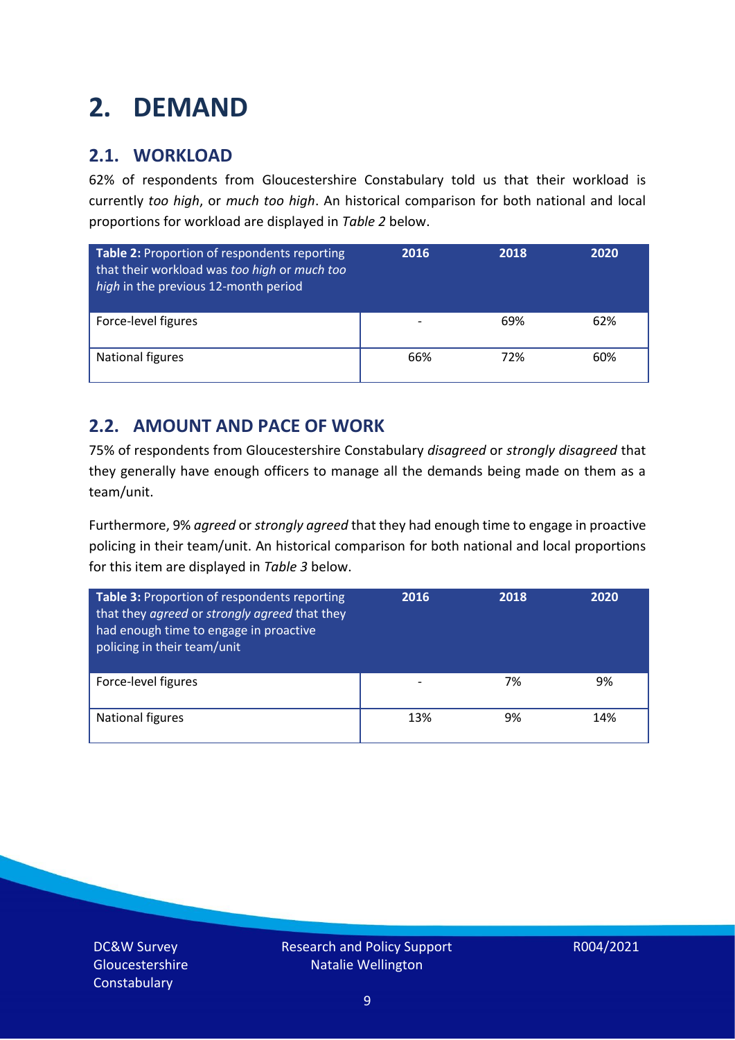# 2. DEMAND

## 2.1. WORKLOAD

62% of respondents from Gloucestershire Constabulary told us that their workload is currently *too high*, or *much too high*. An historical comparison for both national and local proportions for workload are displayed in *Table 2* below.

| **Table 2:** Proportion of respondents reporting that their workload was *too high* or *much too high* in the previous 12-month period | 2016 | 2018 | 2020 |
|---|---|---|---|
| Force-level figures | - | 69% | 62% |
| National figures | 66% | 72% | 60% |

## 2.2. AMOUNT AND PACE OF WORK

75% of respondents from Gloucestershire Constabulary *disagreed* or *strongly disagreed* that they generally have enough officers to manage all the demands being made on them as a team/unit.

Furthermore, 9% *agreed* or *strongly agreed* that they had enough time to engage in proactive policing in their team/unit. An historical comparison for both national and local proportions for this item are displayed in *Table 3* below.

| **Table 3:** Proportion of respondents reporting that they *agreed* or *strongly agreed* that they had enough time to engage in proactive policing in their team/unit | 2016 | 2018 | 2020 |
|---|---|---|---|
| Force-level figures | - | 7% | 9% |
| National figures | 13% | 9% | 14% |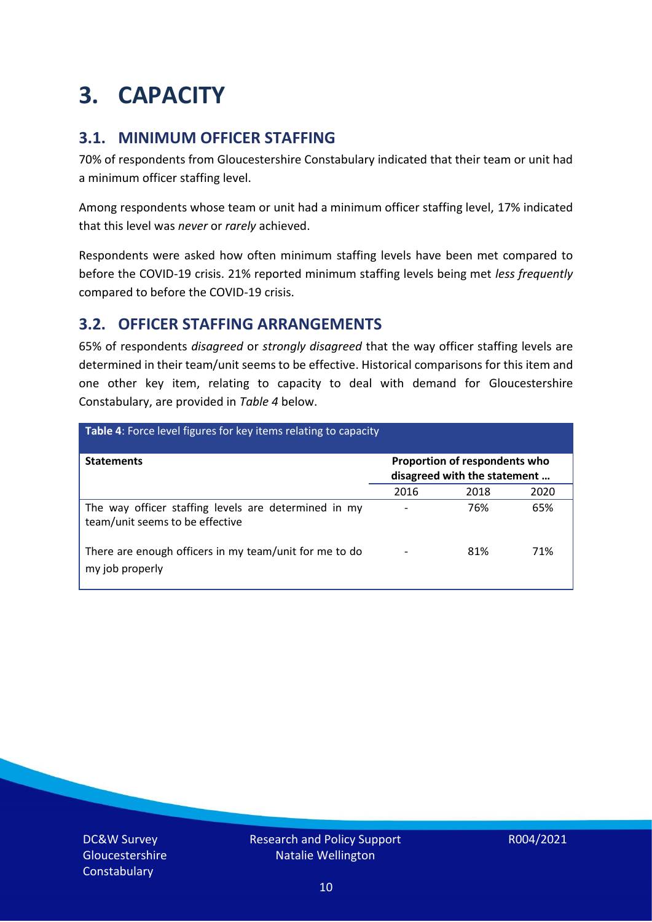# 3. CAPACITY

## 3.1. MINIMUM OFFICER STAFFING

70% of respondents from Gloucestershire Constabulary indicated that their team or unit had a minimum officer staffing level.

Among respondents whose team or unit had a minimum officer staffing level, 17% indicated that this level was *never* or *rarely* achieved.

Respondents were asked how often minimum staffing levels have been met compared to before the COVID-19 crisis. 21% reported minimum staffing levels being met *less frequently* compared to before the COVID-19 crisis.

## 3.2. OFFICER STAFFING ARRANGEMENTS

65% of respondents *disagreed* or *strongly disagreed* that the way officer staffing levels are determined in their team/unit seems to be effective. Historical comparisons for this item and one other key item, relating to capacity to deal with demand for Gloucestershire Constabulary, are provided in *Table 4* below.

**Table 4**: Force level figures for key items relating to capacity

| Statements | Proportion of respondents who disagreed with the statement … | | |
|---|---|---|---|
| | 2016 | 2018 | 2020 |
| The way officer staffing levels are determined in my team/unit seems to be effective | - | 76% | 65% |
| There are enough officers in my team/unit for me to do my job properly | - | 81% | 71% |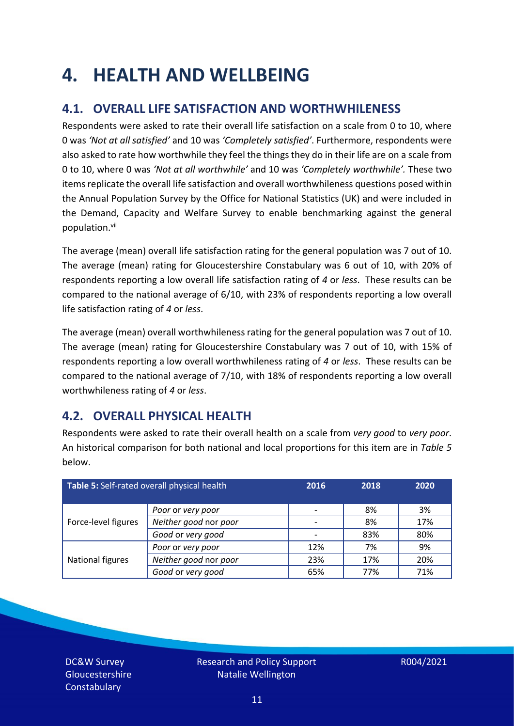# 4. HEALTH AND WELLBEING

## 4.1. OVERALL LIFE SATISFACTION AND WORTHWHILENESS

Respondents were asked to rate their overall life satisfaction on a scale from 0 to 10, where 0 was *'Not at all satisfied'* and 10 was *'Completely satisfied'*. Furthermore, respondents were also asked to rate how worthwhile they feel the things they do in their life are on a scale from 0 to 10, where 0 was *'Not at all worthwhile'* and 10 was *'Completely worthwhile'.* These two items replicate the overall life satisfaction and overall worthwhileness questions posed within the Annual Population Survey by the Office for National Statistics (UK) and were included in the Demand, Capacity and Welfare Survey to enable benchmarking against the general population.[vii]

The average (mean) overall life satisfaction rating for the general population was 7 out of 10. The average (mean) rating for Gloucestershire Constabulary was 6 out of 10, with 20% of respondents reporting a low overall life satisfaction rating of *4* or *less*. These results can be compared to the national average of 6/10, with 23% of respondents reporting a low overall life satisfaction rating of *4* or *less*.

The average (mean) overall worthwhileness rating for the general population was 7 out of 10. The average (mean) rating for Gloucestershire Constabulary was 7 out of 10, with 15% of respondents reporting a low overall worthwhileness rating of *4* or *less*. These results can be compared to the national average of 7/10, with 18% of respondents reporting a low overall worthwhileness rating of *4* or *less*.

## 4.2. OVERALL PHYSICAL HEALTH

Respondents were asked to rate their overall health on a scale from *very good* to *very poor*. An historical comparison for both national and local proportions for this item are in *Table 5* below.

| **Table 5:** Self-rated overall physical health | | 2016 | 2018 | 2020 |
|---|---|---|---|---|
| Force-level figures | *Poor* or *very poor* | - | 8% | 3% |
| | *Neither good* nor *poor* | - | 8% | 17% |
| | *Good* or *very good* | - | 83% | 80% |
| National figures | *Poor* or *very poor* | 12% | 7% | 9% |
| | *Neither good* nor *poor* | 23% | 17% | 20% |
| | *Good* or *very good* | 65% | 77% | 71% |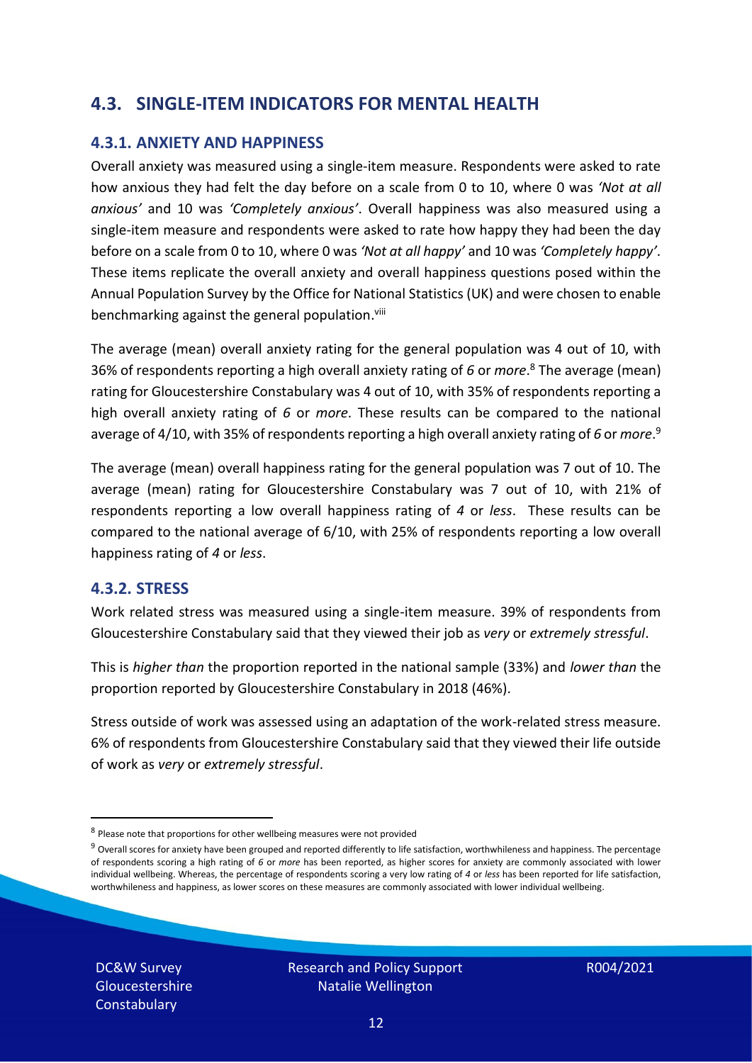## 4.3. SINGLE-ITEM INDICATORS FOR MENTAL HEALTH

### 4.3.1. ANXIETY AND HAPPINESS

Overall anxiety was measured using a single-item measure. Respondents were asked to rate how anxious they had felt the day before on a scale from 0 to 10, where 0 was *'Not at all anxious'* and 10 was *'Completely anxious'*. Overall happiness was also measured using a single-item measure and respondents were asked to rate how happy they had been the day before on a scale from 0 to 10, where 0 was *'Not at all happy'* and 10 was *'Completely happy'*. These items replicate the overall anxiety and overall happiness questions posed within the Annual Population Survey by the Office for National Statistics (UK) and were chosen to enable benchmarking against the general population.[viii]

The average (mean) overall anxiety rating for the general population was 4 out of 10, with 36% of respondents reporting a high overall anxiety rating of *6* or *more*.[8] The average (mean) rating for Gloucestershire Constabulary was 4 out of 10, with 35% of respondents reporting a high overall anxiety rating of *6* or *more*. These results can be compared to the national average of 4/10, with 35% of respondents reporting a high overall anxiety rating of *6* or *more*.[9]

The average (mean) overall happiness rating for the general population was 7 out of 10. The average (mean) rating for Gloucestershire Constabulary was 7 out of 10, with 21% of respondents reporting a low overall happiness rating of *4* or *less*. These results can be compared to the national average of 6/10, with 25% of respondents reporting a low overall happiness rating of *4* or *less*.

### 4.3.2. STRESS

Work related stress was measured using a single-item measure. 39% of respondents from Gloucestershire Constabulary said that they viewed their job as *very* or *extremely stressful*.

This is *higher than* the proportion reported in the national sample (33%) and *lower than* the proportion reported by Gloucestershire Constabulary in 2018 (46%).

Stress outside of work was assessed using an adaptation of the work-related stress measure. 6% of respondents from Gloucestershire Constabulary said that they viewed their life outside of work as *very* or *extremely stressful*.

---

[8] Please note that proportions for other wellbeing measures were not provided

[9] Overall scores for anxiety have been grouped and reported differently to life satisfaction, worthwhileness and happiness. The percentage of respondents scoring a high rating of *6* or *more* has been reported, as higher scores for anxiety are commonly associated with lower individual wellbeing. Whereas, the percentage of respondents scoring a very low rating of *4* or *less* has been reported for life satisfaction, worthwhileness and happiness, as lower scores on these measures are commonly associated with lower individual wellbeing.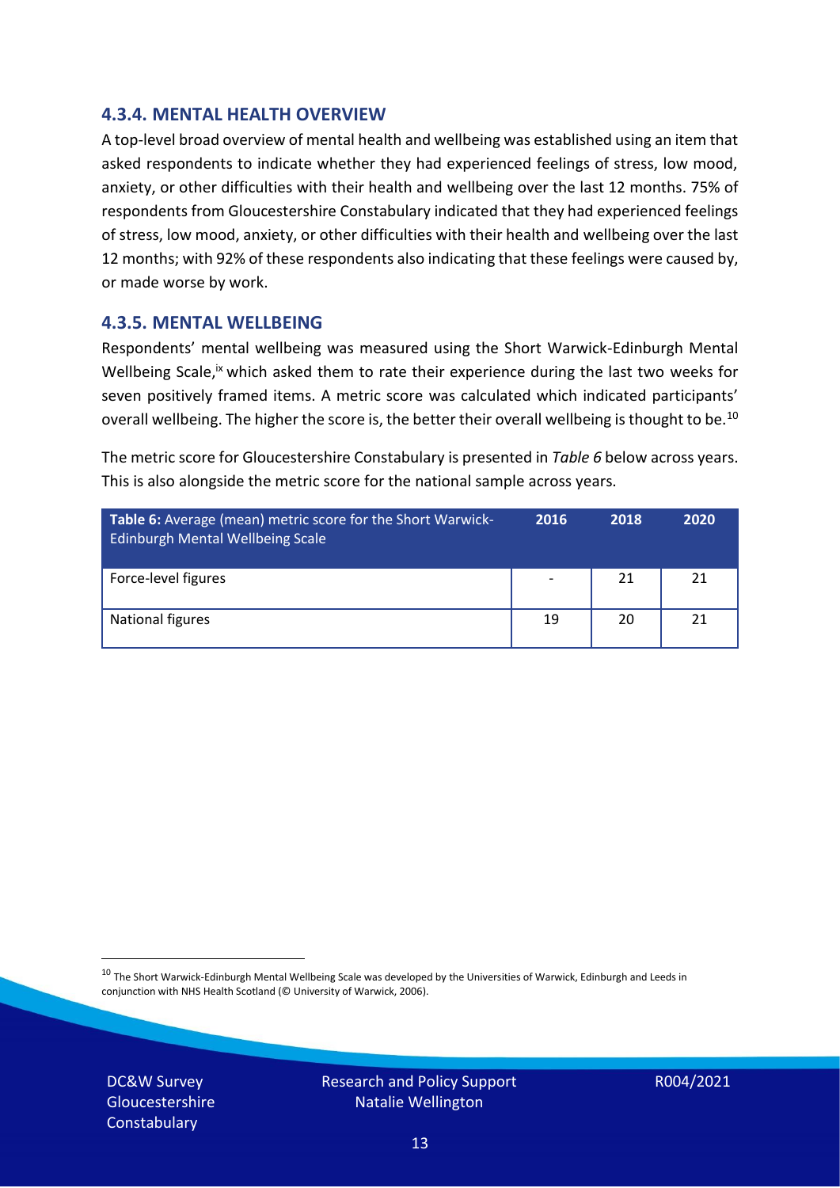### 4.3.4. MENTAL HEALTH OVERVIEW

A top-level broad overview of mental health and wellbeing was established using an item that asked respondents to indicate whether they had experienced feelings of stress, low mood, anxiety, or other difficulties with their health and wellbeing over the last 12 months. 75% of respondents from Gloucestershire Constabulary indicated that they had experienced feelings of stress, low mood, anxiety, or other difficulties with their health and wellbeing over the last 12 months; with 92% of these respondents also indicating that these feelings were caused by, or made worse by work.

### 4.3.5. MENTAL WELLBEING

Respondents' mental wellbeing was measured using the Short Warwick-Edinburgh Mental Wellbeing Scale,[ix] which asked them to rate their experience during the last two weeks for seven positively framed items. A metric score was calculated which indicated participants' overall wellbeing. The higher the score is, the better their overall wellbeing is thought to be.[10]

The metric score for Gloucestershire Constabulary is presented in *Table 6* below across years. This is also alongside the metric score for the national sample across years.

| **Table 6:** Average (mean) metric score for the Short Warwick-Edinburgh Mental Wellbeing Scale | 2016 | 2018 | 2020 |
|---|---|---|---|
| Force-level figures | - | 21 | 21 |
| National figures | 19 | 20 | 21 |

[10] The Short Warwick-Edinburgh Mental Wellbeing Scale was developed by the Universities of Warwick, Edinburgh and Leeds in conjunction with NHS Health Scotland (© University of Warwick, 2006).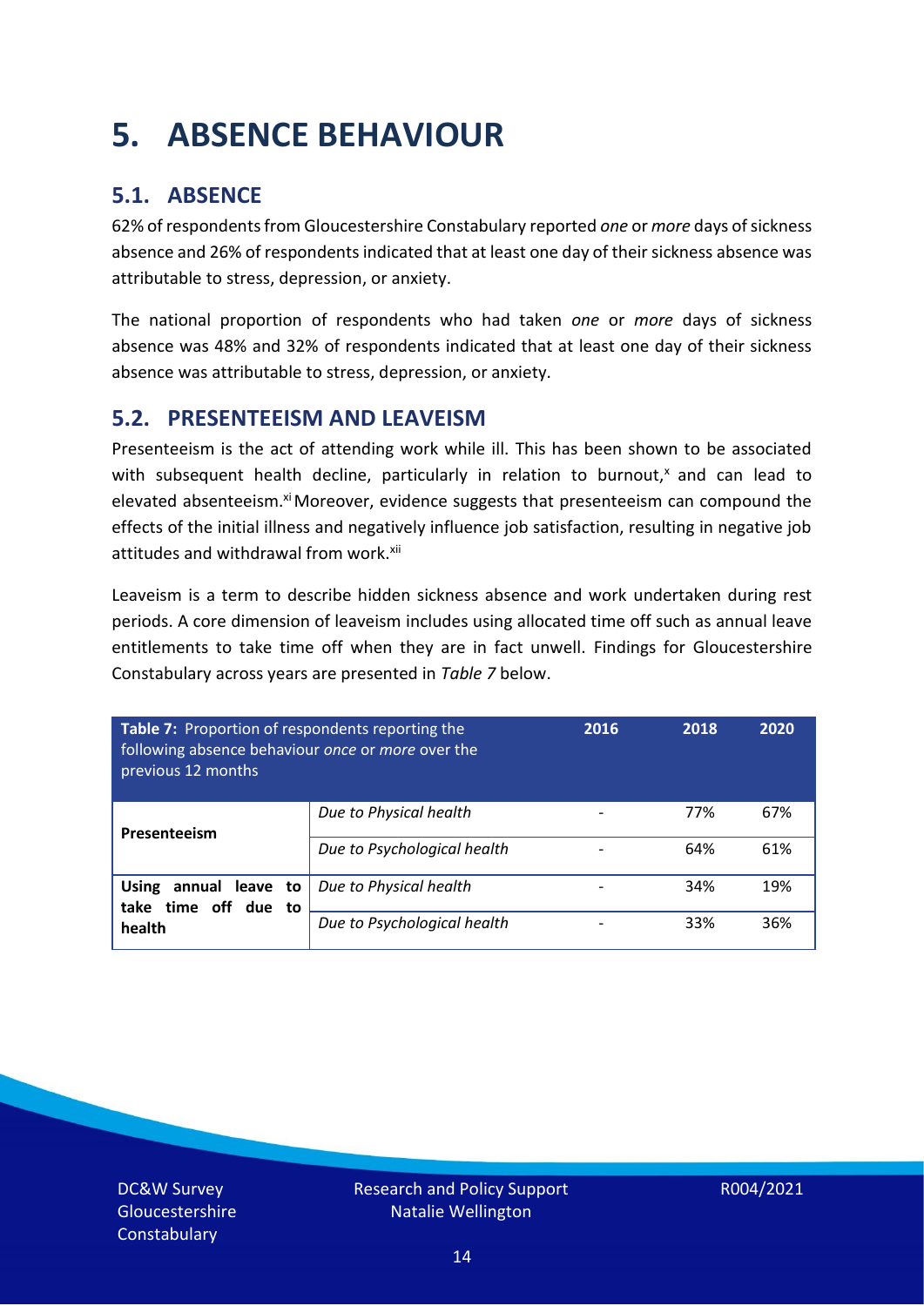# 5. ABSENCE BEHAVIOUR

## 5.1. ABSENCE

62% of respondents from Gloucestershire Constabulary reported *one* or *more* days of sickness absence and 26% of respondents indicated that at least one day of their sickness absence was attributable to stress, depression, or anxiety.

The national proportion of respondents who had taken *one* or *more* days of sickness absence was 48% and 32% of respondents indicated that at least one day of their sickness absence was attributable to stress, depression, or anxiety.

## 5.2. PRESENTEEISM AND LEAVEISM

Presenteeism is the act of attending work while ill. This has been shown to be associated with subsequent health decline, particularly in relation to burnout,[x] and can lead to elevated absenteeism.[xi] Moreover, evidence suggests that presenteeism can compound the effects of the initial illness and negatively influence job satisfaction, resulting in negative job attitudes and withdrawal from work.[xii]

Leaveism is a term to describe hidden sickness absence and work undertaken during rest periods. A core dimension of leaveism includes using allocated time off such as annual leave entitlements to take time off when they are in fact unwell. Findings for Gloucestershire Constabulary across years are presented in *Table 7* below.

| **Table 7:** Proportion of respondents reporting the following absence behaviour *once* or *more* over the previous 12 months | | 2016 | 2018 | 2020 |
|---|---|---|---|---|
| **Presenteeism** | *Due to Physical health* | - | 77% | 67% |
| | *Due to Psychological health* | - | 64% | 61% |
| **Using annual leave to take time off due to health** | *Due to Physical health* | - | 34% | 19% |
| | *Due to Psychological health* | - | 33% | 36% |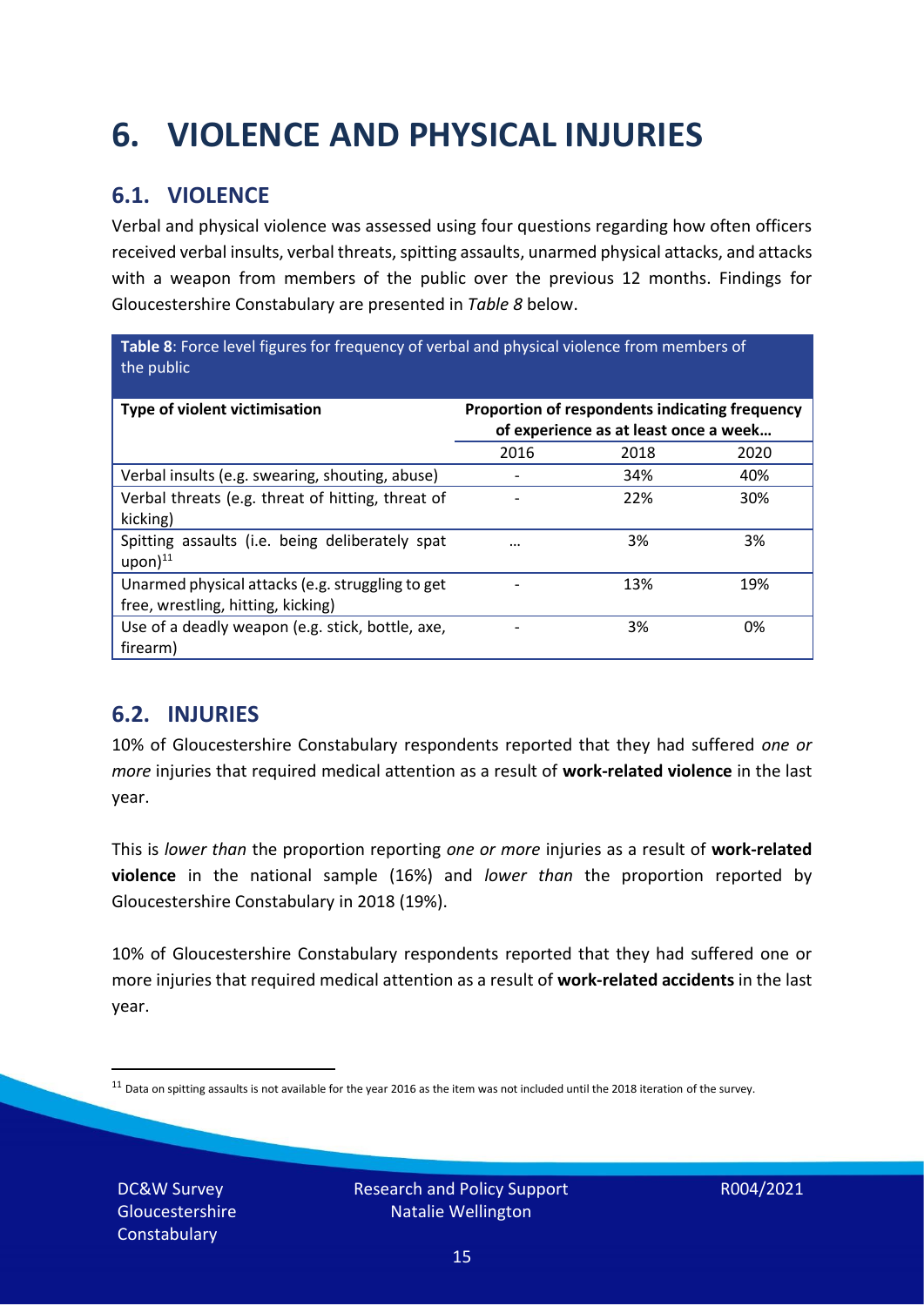# 6. VIOLENCE AND PHYSICAL INJURIES

## 6.1. VIOLENCE

Verbal and physical violence was assessed using four questions regarding how often officers received verbal insults, verbal threats, spitting assaults, unarmed physical attacks, and attacks with a weapon from members of the public over the previous 12 months. Findings for Gloucestershire Constabulary are presented in *Table 8* below.

**Table 8**: Force level figures for frequency of verbal and physical violence from members of the public

| Type of violent victimisation | Proportion of respondents indicating frequency of experience as at least once a week… | | |
|---|---|---|---|
| | 2016 | 2018 | 2020 |
| Verbal insults (e.g. swearing, shouting, abuse) | - | 34% | 40% |
| Verbal threats (e.g. threat of hitting, threat of kicking) | - | 22% | 30% |
| Spitting assaults (i.e. being deliberately spat upon)[11] | … | 3% | 3% |
| Unarmed physical attacks (e.g. struggling to get free, wrestling, hitting, kicking) | - | 13% | 19% |
| Use of a deadly weapon (e.g. stick, bottle, axe, firearm) | - | 3% | 0% |

## 6.2. INJURIES

10% of Gloucestershire Constabulary respondents reported that they had suffered *one or more* injuries that required medical attention as a result of **work-related violence** in the last year.

This is *lower than* the proportion reporting *one or more* injuries as a result of **work-related violence** in the national sample (16%) and *lower than* the proportion reported by Gloucestershire Constabulary in 2018 (19%).

10% of Gloucestershire Constabulary respondents reported that they had suffered one or more injuries that required medical attention as a result of **work-related accidents** in the last year.

[11] Data on spitting assaults is not available for the year 2016 as the item was not included until the 2018 iteration of the survey.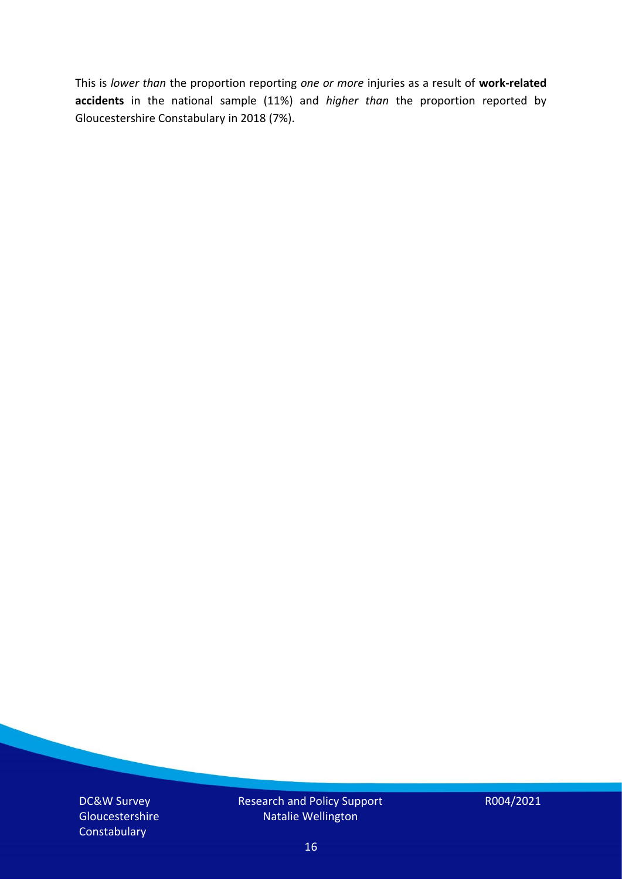This is *lower than* the proportion reporting *one or more* injuries as a result of **work-related accidents** in the national sample (11%) and *higher than* the proportion reported by Gloucestershire Constabulary in 2018 (7%).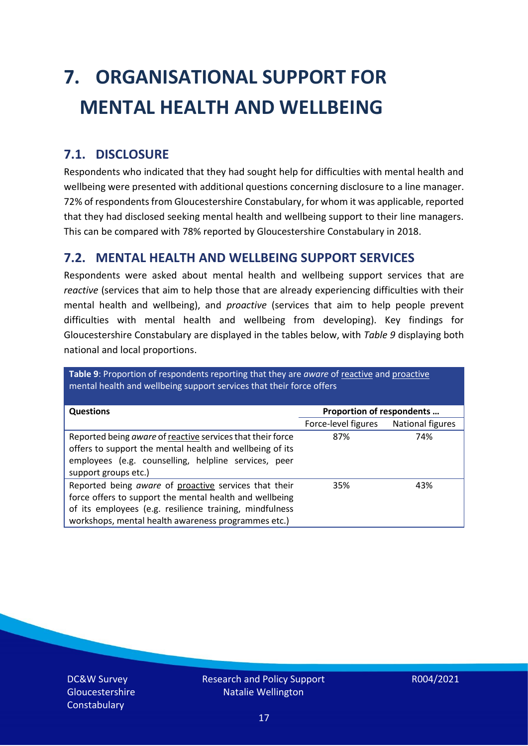# 7. ORGANISATIONAL SUPPORT FOR MENTAL HEALTH AND WELLBEING

## 7.1. DISCLOSURE

Respondents who indicated that they had sought help for difficulties with mental health and wellbeing were presented with additional questions concerning disclosure to a line manager. 72% of respondents from Gloucestershire Constabulary, for whom it was applicable, reported that they had disclosed seeking mental health and wellbeing support to their line managers. This can be compared with 78% reported by Gloucestershire Constabulary in 2018.

## 7.2. MENTAL HEALTH AND WELLBEING SUPPORT SERVICES

Respondents were asked about mental health and wellbeing support services that are *reactive* (services that aim to help those that are already experiencing difficulties with their mental health and wellbeing), and *proactive* (services that aim to help people prevent difficulties with mental health and wellbeing from developing). Key findings for Gloucestershire Constabulary are displayed in the tables below, with *Table 9* displaying both national and local proportions.

**Table 9**: Proportion of respondents reporting that they are *aware* of reactive and proactive mental health and wellbeing support services that their force offers

| Questions | Proportion of respondents … | |
|---|---|---|
| | Force-level figures | National figures |
| Reported being *aware* of reactive services that their force offers to support the mental health and wellbeing of its employees (e.g. counselling, helpline services, peer support groups etc.) | 87% | 74% |
| Reported being *aware* of proactive services that their force offers to support the mental health and wellbeing of its employees (e.g. resilience training, mindfulness workshops, mental health awareness programmes etc.) | 35% | 43% |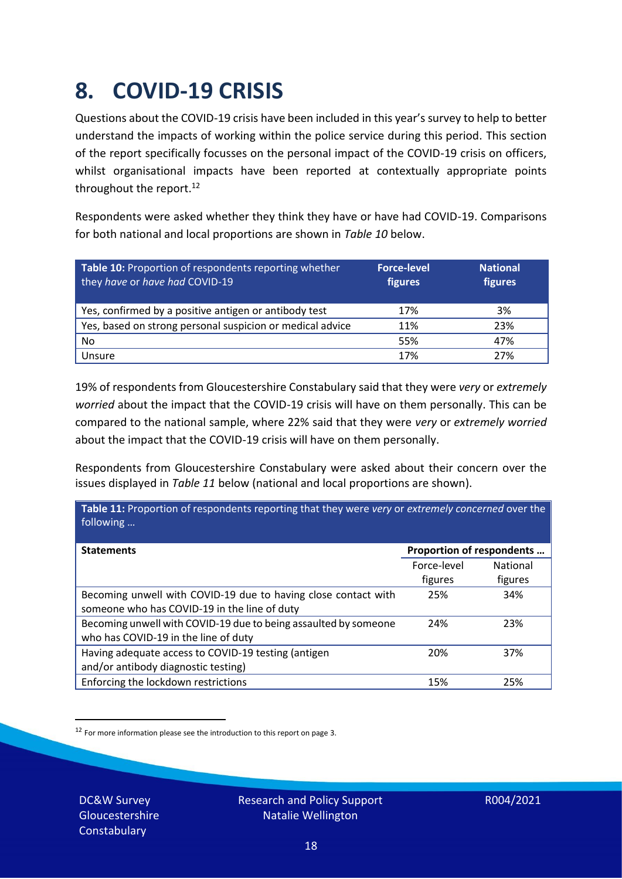# 8. COVID-19 CRISIS

Questions about the COVID-19 crisis have been included in this year's survey to help to better understand the impacts of working within the police service during this period. This section of the report specifically focusses on the personal impact of the COVID-19 crisis on officers, whilst organisational impacts have been reported at contextually appropriate points throughout the report.[12]

Respondents were asked whether they think they have or have had COVID-19. Comparisons for both national and local proportions are shown in *Table 10* below.

| **Table 10:** Proportion of respondents reporting whether they *have* or *have had* COVID-19 | **Force-level figures** | **National figures** |
|---|---|---|
| Yes, confirmed by a positive antigen or antibody test | 17% | 3% |
| Yes, based on strong personal suspicion or medical advice | 11% | 23% |
| No | 55% | 47% |
| Unsure | 17% | 27% |

19% of respondents from Gloucestershire Constabulary said that they were *very* or *extremely worried* about the impact that the COVID-19 crisis will have on them personally. This can be compared to the national sample, where 22% said that they were *very* or *extremely worried* about the impact that the COVID-19 crisis will have on them personally.

Respondents from Gloucestershire Constabulary were asked about their concern over the issues displayed in *Table 11* below (national and local proportions are shown).

**Table 11:** Proportion of respondents reporting that they were *very* or *extremely concerned* over the following …

| **Statements** | **Proportion of respondents …** | |
|---|---|---|
| | Force-level figures | National figures |
| Becoming unwell with COVID-19 due to having close contact with someone who has COVID-19 in the line of duty | 25% | 34% |
| Becoming unwell with COVID-19 due to being assaulted by someone who has COVID-19 in the line of duty | 24% | 23% |
| Having adequate access to COVID-19 testing (antigen and/or antibody diagnostic testing) | 20% | 37% |
| Enforcing the lockdown restrictions | 15% | 25% |

[12] For more information please see the introduction to this report on page 3.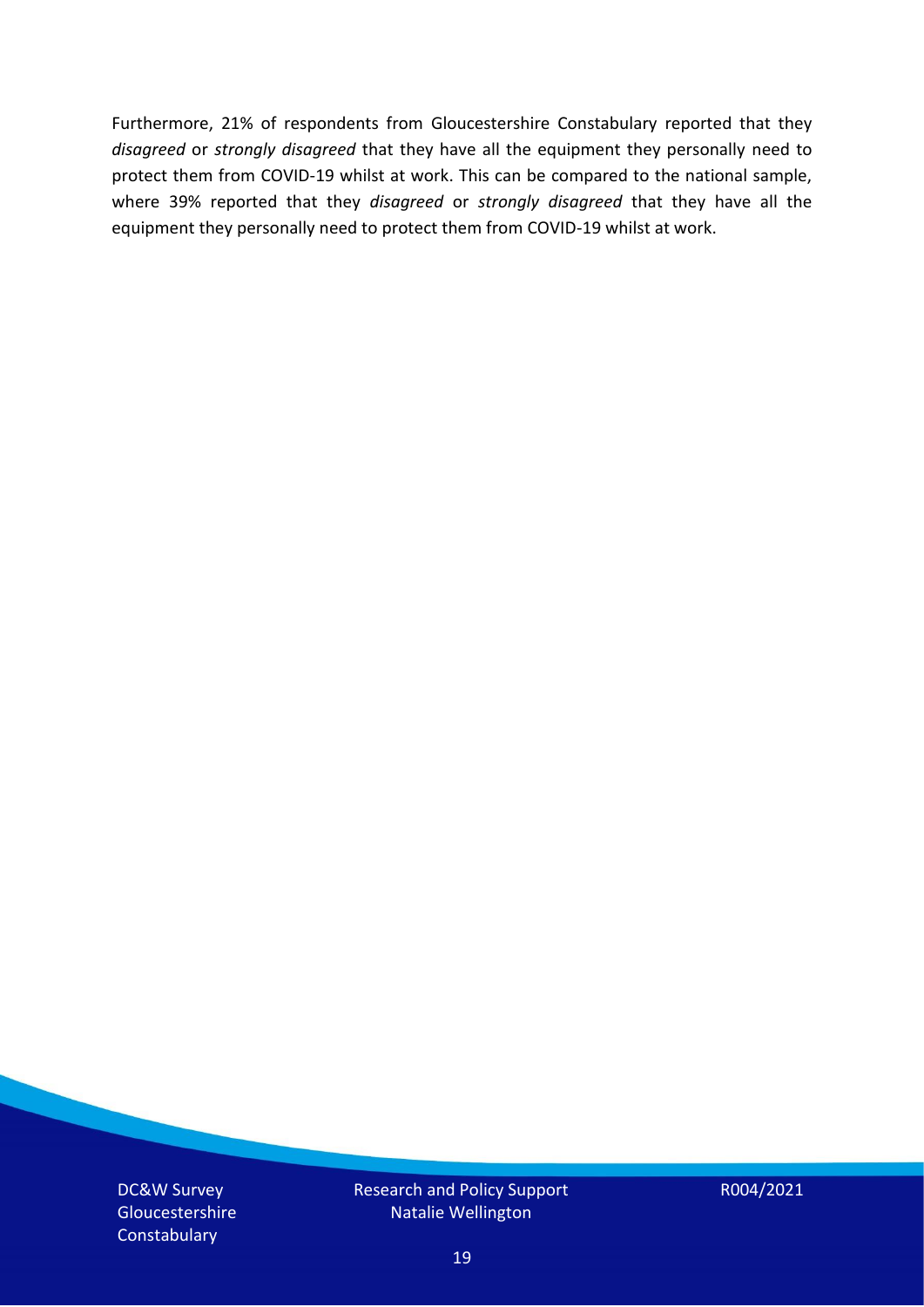Furthermore, 21% of respondents from Gloucestershire Constabulary reported that they *disagreed* or *strongly disagreed* that they have all the equipment they personally need to protect them from COVID-19 whilst at work. This can be compared to the national sample, where 39% reported that they *disagreed* or *strongly disagreed* that they have all the equipment they personally need to protect them from COVID-19 whilst at work.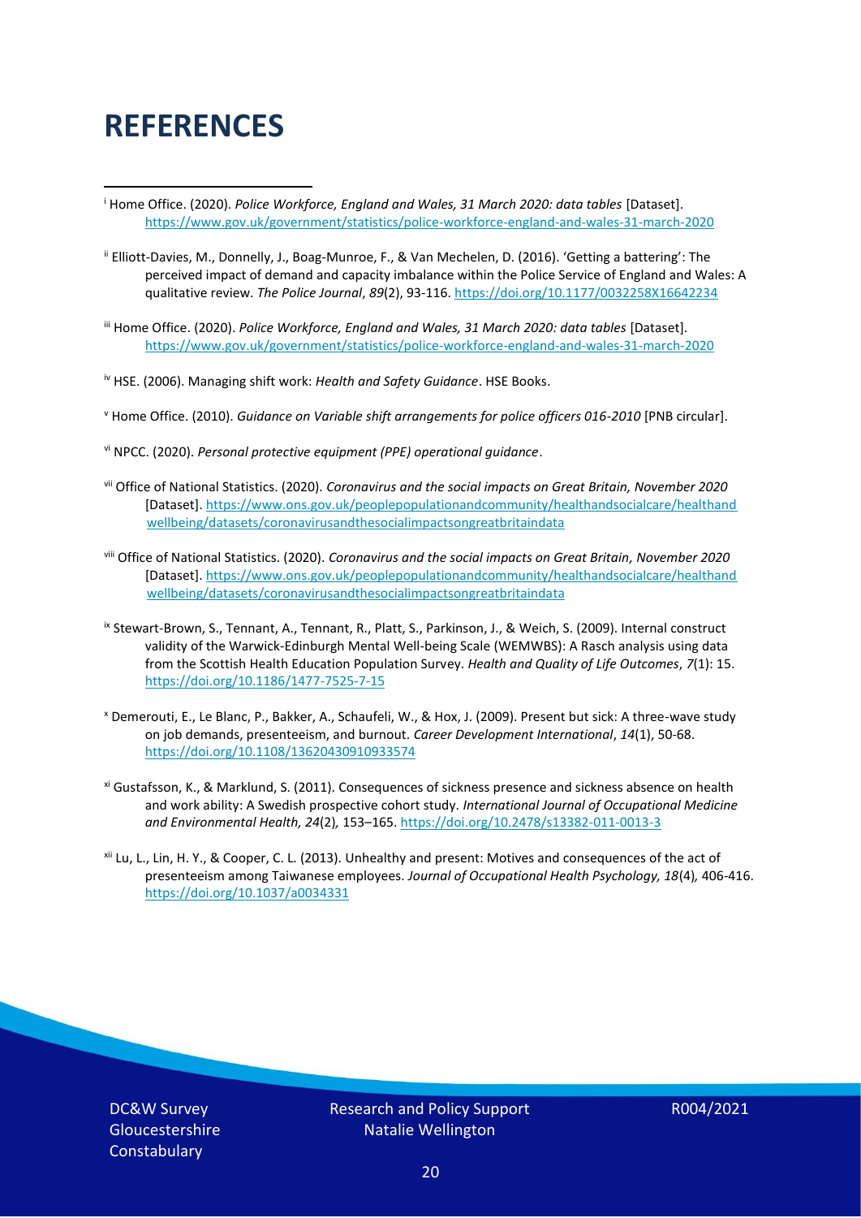# REFERENCES

[i] Home Office. (2020). *Police Workforce, England and Wales, 31 March 2020: data tables* [Dataset]. https://www.gov.uk/government/statistics/police-workforce-england-and-wales-31-march-2020

[ii] Elliott-Davies, M., Donnelly, J., Boag-Munroe, F., & Van Mechelen, D. (2016). 'Getting a battering': The perceived impact of demand and capacity imbalance within the Police Service of England and Wales: A qualitative review. *The Police Journal*, *89*(2), 93-116. https://doi.org/10.1177/0032258X16642234

[iii] Home Office. (2020). *Police Workforce, England and Wales, 31 March 2020: data tables* [Dataset]. https://www.gov.uk/government/statistics/police-workforce-england-and-wales-31-march-2020

[iv] HSE. (2006). Managing shift work: *Health and Safety Guidance*. HSE Books.

[v] Home Office. (2010). *Guidance on Variable shift arrangements for police officers 016-2010* [PNB circular].

[vi] NPCC. (2020). *Personal protective equipment (PPE) operational guidance*.

[vii] Office of National Statistics. (2020). *Coronavirus and the social impacts on Great Britain, November 2020* [Dataset]. https://www.ons.gov.uk/peoplepopulationandcommunity/healthandsocialcare/healthandwellbeing/datasets/coronavirusandthesocialimpactsongreatbritaindata

[viii] Office of National Statistics. (2020). *Coronavirus and the social impacts on Great Britain, November 2020* [Dataset]. https://www.ons.gov.uk/peoplepopulationandcommunity/healthandsocialcare/healthandwellbeing/datasets/coronavirusandthesocialimpactsongreatbritaindata

[ix] Stewart-Brown, S., Tennant, A., Tennant, R., Platt, S., Parkinson, J., & Weich, S. (2009). Internal construct validity of the Warwick-Edinburgh Mental Well-being Scale (WEMWBS): A Rasch analysis using data from the Scottish Health Education Population Survey. *Health and Quality of Life Outcomes*, *7*(1): 15. https://doi.org/10.1186/1477-7525-7-15

[x] Demerouti, E., Le Blanc, P., Bakker, A., Schaufeli, W., & Hox, J. (2009). Present but sick: A three-wave study on job demands, presenteeism, and burnout. *Career Development International*, *14*(1), 50-68. https://doi.org/10.1108/13620430910933574

[xi] Gustafsson, K., & Marklund, S. (2011). Consequences of sickness presence and sickness absence on health and work ability: A Swedish prospective cohort study. *International Journal of Occupational Medicine and Environmental Health, 24*(2)*,* 153–165. https://doi.org/10.2478/s13382-011-0013-3

[xii] Lu, L., Lin, H. Y., & Cooper, C. L. (2013). Unhealthy and present: Motives and consequences of the act of presenteeism among Taiwanese employees. *Journal of Occupational Health Psychology, 18*(4)*,* 406-416. https://doi.org/10.1037/a0034331